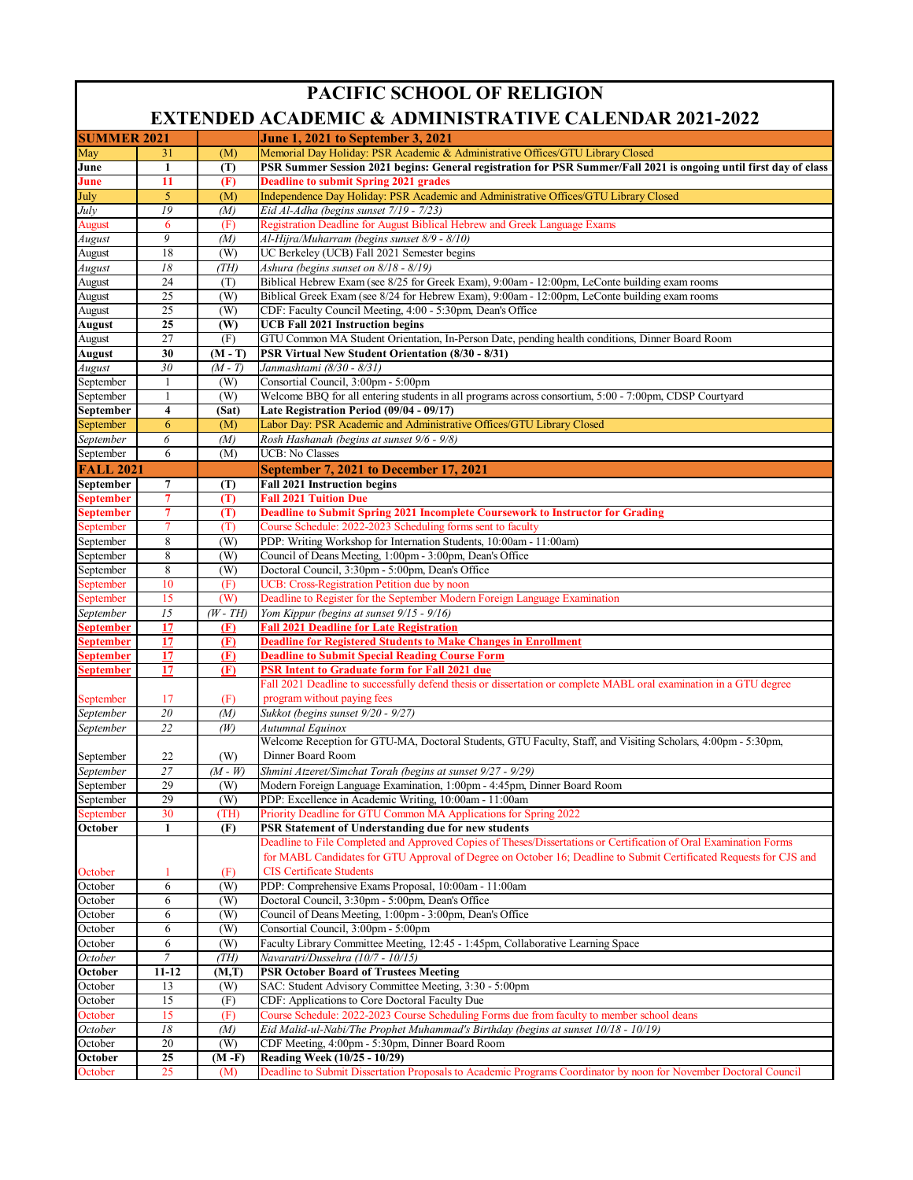# PACIFIC SCHOOL OF RELIGION
## EXTENDED ACADEMIC & ADMINISTRATIVE CALENDAR 2021-2022

| **SUMMER 2021** | | | **June 1, 2021 to September 3, 2021** |
|---|---|---|---|
| May | 31 | (M) | Memorial Day Holiday: PSR Academic & Administrative Offices/GTU Library Closed |
| **June** | **1** | **(T)** | **PSR Summer Session 2021 begins: General registration for PSR Summer/Fall 2021 is ongoing until first day of class** |
| **June** | **11** | **(F)** | **Deadline to submit Spring 2021 grades** |
| July | 5 | (M) | Independence Day Holiday: PSR Academic and Administrative Offices/GTU Library Closed |
| *July* | *19* | *(M)* | *Eid Al-Adha (begins sunset 7/19 - 7/23)* |
| August | 6 | (F) | Registration Deadline for August Biblical Hebrew and Greek Language Exams |
| *August* | *9* | *(M)* | *Al-Hijra/Muharram (begins sunset 8/9 - 8/10)* |
| August | 18 | (W) | UC Berkeley (UCB) Fall 2021 Semester begins |
| *August* | *18* | *(TH)* | *Ashura (begins sunset on 8/18 - 8/19)* |
| August | 24 | (T) | Biblical Hebrew Exam (see 8/25 for Greek Exam), 9:00am - 12:00pm, LeConte building exam rooms |
| August | 25 | (W) | Biblical Greek Exam (see 8/24 for Hebrew Exam), 9:00am - 12:00pm, LeConte building exam rooms |
| August | 25 | (W) | CDF: Faculty Council Meeting, 4:00 - 5:30pm, Dean's Office |
| **August** | **25** | **(W)** | **UCB Fall 2021 Instruction begins** |
| August | 27 | (F) | GTU Common MA Student Orientation, In-Person Date, pending health conditions, Dinner Board Room |
| **August** | **30** | **(M - T)** | **PSR Virtual New Student Orientation (8/30 - 8/31)** |
| *August* | *30* | *(M - T)* | *Janmashtami (8/30 - 8/31)* |
| September | 1 | (W) | Consortial Council, 3:00pm - 5:00pm |
| September | 1 | (W) | Welcome BBQ for all entering students in all programs across consortium, 5:00 - 7:00pm, CDSP Courtyard |
| **September** | **4** | **(Sat)** | **Late Registration Period (09/04 - 09/17)** |
| September | 6 | (M) | Labor Day: PSR Academic and Administrative Offices/GTU Library Closed |
| *September* | *6* | *(M)* | *Rosh Hashanah (begins at sunset 9/6 - 9/8)* |
| September | 6 | (M) | UCB: No Classes |
| **FALL 2021** | | | **September 7, 2021 to December 17, 2021** |
| **September** | **7** | **(T)** | **Fall 2021 Instruction begins** |
| **September** | **7** | **(T)** | **Fall 2021 Tuition Due** |
| **September** | **7** | **(T)** | **Deadline to Submit Spring 2021 Incomplete Coursework to Instructor for Grading** |
| September | 7 | (T) | Course Schedule: 2022-2023 Scheduling forms sent to faculty |
| September | 8 | (W) | PDP: Writing Workshop for Internation Students, 10:00am - 11:00am) |
| September | 8 | (W) | Council of Deans Meeting, 1:00pm - 3:00pm, Dean's Office |
| September | 8 | (W) | Doctoral Council, 3:30pm - 5:00pm, Dean's Office |
| September | 10 | (F) | UCB: Cross-Registration Petition due by noon |
| September | 15 | (W) | Deadline to Register for the September Modern Foreign Language Examination |
| *September* | *15* | *(W - TH)* | *Yom Kippur (begins at sunset 9/15 - 9/16)* |
| **September** | **17** | **(F)** | **Fall 2021 Deadline for Late Registration** |
| **September** | **17** | **(F)** | **Deadline for Registered Students to Make Changes in Enrollment** |
| **September** | **17** | **(F)** | **Deadline to Submit Special Reading Course Form** |
| **September** | **17** | **(F)** | **PSR Intent to Graduate form for Fall 2021 due** |
| September | 17 | (F) | Fall 2021 Deadline to successfully defend thesis or dissertation or complete MABL oral examination in a GTU degree program without paying fees |
| *September* | *20* | *(M)* | *Sukkot (begins sunset 9/20 - 9/27)* |
| *September* | *22* | *(W)* | *Autumnal Equinox* |
| September | 22 | (W) | Welcome Reception for GTU-MA, Doctoral Students, GTU Faculty, Staff, and Visiting Scholars, 4:00pm - 5:30pm, Dinner Board Room |
| *September* | *27* | *(M - W)* | *Shmini Atzeret/Simchat Torah (begins at sunset 9/27 - 9/29)* |
| September | 29 | (W) | Modern Foreign Language Examination, 1:00pm - 4:45pm, Dinner Board Room |
| September | 29 | (W) | PDP: Excellence in Academic Writing, 10:00am - 11:00am |
| September | 30 | (TH) | Priority Deadline for GTU Common MA Applications for Spring 2022 |
| **October** | **1** | **(F)** | **PSR Statement of Understanding due for new students** |
| October | 1 | (F) | Deadline to File Completed and Approved Copies of Theses/Dissertations or Certification of Oral Examination Forms for MABL Candidates for GTU Approval of Degree on October 16; Deadline to Submit Certificated Requests for CJS and CIS Certificate Students |
| October | 6 | (W) | PDP: Comprehensive Exams Proposal, 10:00am - 11:00am |
| October | 6 | (W) | Doctoral Council, 3:30pm - 5:00pm, Dean's Office |
| October | 6 | (W) | Council of Deans Meeting, 1:00pm - 3:00pm, Dean's Office |
| October | 6 | (W) | Consortial Council, 3:00pm - 5:00pm |
| October | 6 | (W) | Faculty Library Committee Meeting, 12:45 - 1:45pm, Collaborative Learning Space |
| *October* | *7* | *(TH)* | *Navaratri/Dussehra (10/7 - 10/15)* |
| **October** | **11-12** | **(M,T)** | **PSR October Board of Trustees Meeting** |
| October | 13 | (W) | SAC: Student Advisory Committee Meeting, 3:30 - 5:00pm |
| October | 15 | (F) | CDF: Applications to Core Doctoral Faculty Due |
| October | 15 | (F) | Course Schedule: 2022-2023 Course Scheduling Forms due from faculty to member school deans |
| *October* | *18* | *(M)* | *Eid Malid-ul-Nabi/The Prophet Muhammad's Birthday (begins at sunset 10/18 - 10/19)* |
| October | 20 | (W) | CDF Meeting, 4:00pm - 5:30pm, Dinner Board Room |
| **October** | **25** | **(M -F)** | **Reading Week (10/25 - 10/29)** |
| October | 25 | (M) | Deadline to Submit Dissertation Proposals to Academic Programs Coordinator by noon for November Doctoral Council |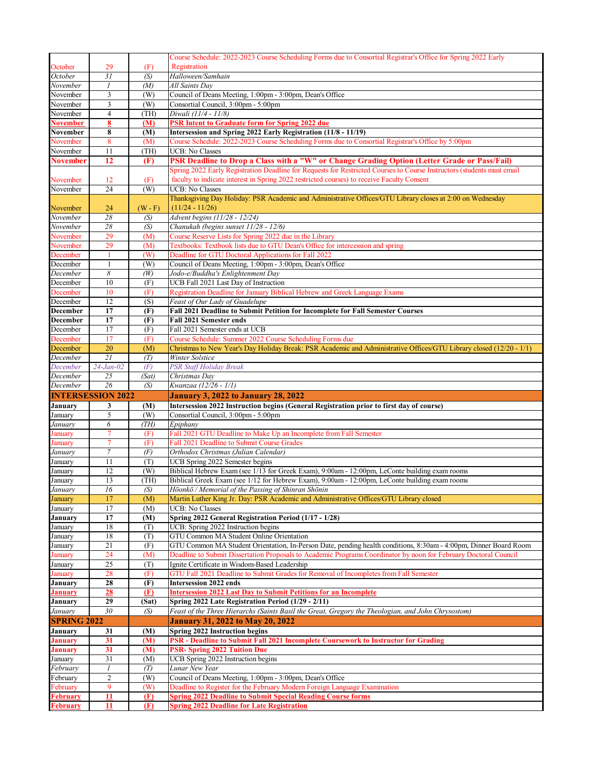| | | | |
|---|---|---|---|
| October | 29 | (F) | Course Schedule: 2022-2023 Course Scheduling Forms due to Consortial Registrar's Office for Spring 2022 Early Registration |
| *October* | *31* | *(S)* | *Halloween/Samhain* |
| *November* | *1* | *(M)* | *All Saints Day* |
| November | 3 | (W) | Council of Deans Meeting, 1:00pm - 3:00pm, Dean's Office |
| November | 3 | (W) | Consortial Council, 3:00pm - 5:00pm |
| November | 4 | (TH) | *Diwali (11/4 - 11/8)* |
| **November** | **8** | **(M)** | **PSR Intent to Graduate form for Spring 2022 due** |
| **November** | **8** | **(M)** | **Intersession and Spring 2022 Early Registration (11/8 - 11/19)** |
| November | 8 | (M) | Course Schedule: 2022-2023 Course Scheduling Forms due to Consortial Registrar's Office by 5:00pm |
| November | 11 | (TH) | UCB: No Classes |
| **November** | **12** | **(F)** | **PSR Deadline to Drop a Class with a "W" or Change Grading Option (Letter Grade or Pass/Fail)** |
| November | 12 | (F) | Spring 2022 Early Registration Deadline for Requests for Restricted Courses to Course Instructors (students must email faculty to indicate interest in Spring 2022 restricted courses) to receive Faculty Consent |
| November | 24 | (W) | UCB: No Classes |
| November | 24 | (W - F) | Thanksgiving Day Holiday: PSR Academic and Administrative Offices/GTU Library closes at 2:00 on Wednesday (11/24 - 11/26) |
| *November* | *28* | *(S)* | *Advent begins (11/28 - 12/24)* |
| *November* | *28* | *(S)* | *Chanukah (begins sunset 11/28 - 12/6)* |
| November | 29 | (M) | Course Reserve Lists for Spring 2022 due in the Library |
| November | 29 | (M) | Textbooks: Textbook lists due to GTU Dean's Office for intercession and spring |
| December | 1 | (W) | Deadline for GTU Doctoral Applications for Fall 2022 |
| December | 1 | (W) | Council of Deans Meeting, 1:00pm - 3:00pm, Dean's Office |
| *December* | *8* | *(W)* | *Jodo-e/Buddha's Enlightenment Day* |
| December | 10 | (F) | UCB Fall 2021 Last Day of Instruction |
| December | 10 | (F) | Registration Deadline for January Biblical Hebrew and Greek Language Exams |
| December | 12 | (S) | *Feast of Our Lady of Guadelupe* |
| **December** | **17** | **(F)** | **Fall 2021 Deadline to Submit Petition for Incomplete for Fall Semester Courses** |
| **December** | **17** | **(F)** | **Fall 2021 Semester ends** |
| December | 17 | (F) | Fall 2021 Semester ends at UCB |
| December | 17 | (F) | Course Schedule: Summer 2022 Course Scheduling Forms due |
| December | 20 | (M) | Christmas to New Year's Day Holiday Break: PSR Academic and Administrative Offices/GTU Library closed (12/20 - 1/1) |
| *December* | *21* | *(T)* | *Winter Solstice* |
| *December* | *24-Jan-02* | *(F)* | *PSR Staff Holiday Break* |
| *December* | *25* | *(Sat)* | *Christmas Day* |
| *December* | *26* | *(S)* | *Kwanzaa (12/26 - 1/1)* |
| **INTERSESSION 2022** | | | **January 3, 2022 to January 28, 2022** |
| **January** | **3** | **(M)** | **Intersession 2022 Instruction begins (General Registration prior to first day of course)** |
| January | 5 | (W) | Consortial Council, 3:00pm - 5:00pm |
| *January* | *6* | *(TH)* | *Epiphany* |
| January | 7 | (F) | Fall 2021 GTU Deadline to Make Up an Incomplete from Fall Semester |
| January | 7 | (F) | Fall 2021 Deadline to Submit Course Grades |
| *January* | *7* | *(F)* | *Orthodox Christmas (Julian Calendar)* |
| January | 11 | (T) | UCB Spring 2022 Semester begins |
| January | 12 | (W) | Biblical Hebrew Exam (see 1/13 for Greek Exam), 9:00am - 12:00pm, LeConte building exam rooms |
| January | 13 | (TH) | Biblical Greek Exam (see 1/12 for Hebrew Exam), 9:00am - 12:00pm, LeConte building exam rooms |
| *January* | *16* | *(S)* | *Hōonkō / Memorial of the Passing of Shinran Shōnin* |
| January | 17 | (M) | Martin Luther King Jr. Day: PSR Academic and Administrative Offices/GTU Library closed |
| January | 17 | (M) | UCB: No Classes |
| **January** | **17** | **(M)** | **Spring 2022 General Registration Period (1/17 - 1/28)** |
| January | 18 | (T) | UCB: Spring 2022 Instruction begins |
| January | 18 | (T) | GTU Common MA Student Online Orientation |
| January | 21 | (F) | GTU Common MA Student Orientation, In-Person Date, pending health conditions, 8:30am - 4:00pm, Dinner Board Room |
| January | 24 | (M) | Deadline to Submit Dissertation Proposals to Academic Programs Coordinator by noon for February Doctoral Council |
| January | 25 | (T) | Ignite Certificate in Wisdom-Based Leadership |
| January | 28 | (F) | GTU Fall 2021 Deadline to Submit Grades for Removal of Incompletes from Fall Semester |
| **January** | **28** | **(F)** | **Intersession 2022 ends** |
| **January** | **28** | **(F)** | **Intersession 2022 Last Day to Submit Petitions for an Incomplete** |
| **January** | **29** | **(Sat)** | **Spring 2022 Late Registration Period (1/29 - 2/11)** |
| *January* | *30* | *(S)* | *Feast of the Three Hierarchs (Saints Basil the Great, Gregory the Theologian, and John Chrysostom)* |
| **SPRING 2022** | | | **January 31, 2022 to May 20, 2022** |
| **January** | **31** | **(M)** | **Spring 2022 Instruction begins** |
| **January** | **31** | **(M)** | **PSR - Deadline to Submit Fall 2021 Incomplete Coursework to Instructor for Grading** |
| **January** | **31** | **(M)** | **PSR- Spring 2022 Tuition Due** |
| January | 31 | (M) | UCB Spring 2022 Instruction begins |
| *February* | *1* | *(T)* | *Lunar New Year* |
| February | 2 | (W) | Council of Deans Meeting, 1:00pm - 3:00pm, Dean's Office |
| February | 9 | (W) | Deadline to Register for the February Modern Foreign Language Examination |
| **February** | **11** | **(F)** | **Spring 2022 Deadline to Submit Special Reading Course forms** |
| **February** | **11** | **(F)** | **Spring 2022 Deadline for Late Registration** |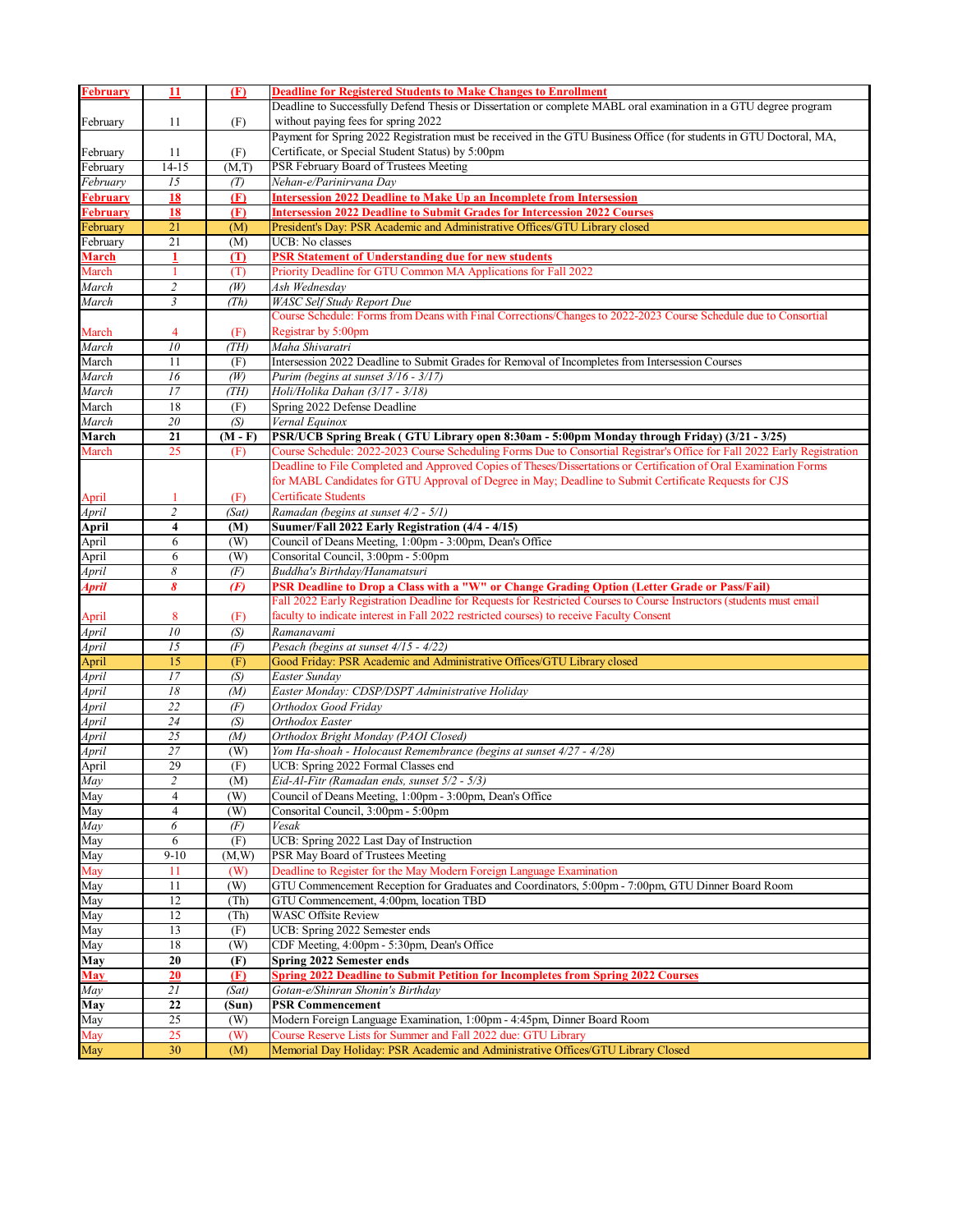| | | | |
|---|---|---|---|
| **February** | **11** | **(F)** | **Deadline for Registered Students to Make Changes to Enrollment** |
| February | 11 | (F) | Deadline to Successfully Defend Thesis or Dissertation or complete MABL oral examination in a GTU degree program without paying fees for spring 2022 |
| February | 11 | (F) | Payment for Spring 2022 Registration must be received in the GTU Business Office (for students in GTU Doctoral, MA, Certificate, or Special Student Status) by 5:00pm |
| February | 14-15 | (M,T) | PSR February Board of Trustees Meeting |
| *February* | *15* | *(T)* | *Nehan-e/Parinirvana Day* |
| **February** | **18** | **(F)** | **Intersession 2022 Deadline to Make Up an Incomplete from Intersession** |
| **February** | **18** | **(F)** | **Intersession 2022 Deadline to Submit Grades for Intersession 2022 Courses** |
| February | 21 | (M) | President's Day: PSR Academic and Administrative Offices/GTU Library closed |
| February | 21 | (M) | UCB: No classes |
| **March** | **1** | **(T)** | **PSR Statement of Understanding due for new students** |
| March | 1 | (T) | Priority Deadline for GTU Common MA Applications for Fall 2022 |
| *March* | *2* | *(W)* | *Ash Wednesday* |
| *March* | *3* | *(Th)* | *WASC Self Study Report Due* |
| March | 4 | (F) | Course Schedule: Forms from Deans with Final Corrections/Changes to 2022-2023 Course Schedule due to Consortial Registrar by 5:00pm |
| *March* | *10* | *(TH)* | *Maha Shivaratri* |
| March | 11 | (F) | Intersession 2022 Deadline to Submit Grades for Removal of Incompletes from Intersession Courses |
| *March* | *16* | *(W)* | *Purim (begins at sunset 3/16 - 3/17)* |
| *March* | *17* | *(TH)* | *Holi/Holika Dahan (3/17 - 3/18)* |
| March | 18 | (F) | Spring 2022 Defense Deadline |
| *March* | *20* | *(S)* | *Vernal Equinox* |
| **March** | **21** | **(M - F)** | **PSR/UCB Spring Break ( GTU Library open 8:30am - 5:00pm Monday through Friday) (3/21 - 3/25)** |
| March | 25 | (F) | Course Schedule: 2022-2023 Course Scheduling Forms Due to Consortial Registrar's Office for Fall 2022 Early Registration |
| April | 1 | (F) | Deadline to File Completed and Approved Copies of Theses/Dissertations or Certification of Oral Examination Forms for MABL Candidates for GTU Approval of Degree in May; Deadline to Submit Certificate Requests for CJS Certificate Students |
| *April* | *2* | *(Sat)* | *Ramadan (begins at sunset 4/2 - 5/1)* |
| **April** | **4** | **(M)** | **Suumer/Fall 2022 Early Registration (4/4 - 4/15)** |
| April | 6 | (W) | Council of Deans Meeting, 1:00pm - 3:00pm, Dean's Office |
| April | 6 | (W) | Consortial Council, 3:00pm - 5:00pm |
| *April* | *8* | *(F)* | *Buddha's Birthday/Hanamatsuri* |
| ***April*** | ***8*** | ***(F)*** | **PSR Deadline to Drop a Class with a "W" or Change Grading Option (Letter Grade or Pass/Fail)** |
| April | 8 | (F) | Fall 2022 Early Registration Deadline for Requests for Restricted Courses to Course Instructors (students must email faculty to indicate interest in Fall 2022 restricted courses) to receive Faculty Consent |
| *April* | *10* | *(S)* | *Ramanavami* |
| *April* | *15* | *(F)* | *Pesach (begins at sunset 4/15 - 4/22)* |
| April | 15 | (F) | Good Friday: PSR Academic and Administrative Offices/GTU Library closed |
| *April* | *17* | *(S)* | *Easter Sunday* |
| *April* | *18* | *(M)* | *Easter Monday: CDSP/DSPT Administrative Holiday* |
| *April* | *22* | *(F)* | *Orthodox Good Friday* |
| *April* | *24* | *(S)* | *Orthodox Easter* |
| *April* | *25* | *(M)* | *Orthodox Bright Monday (PAOI Closed)* |
| *April* | *27* | (W) | *Yom Ha-shoah - Holocaust Remembrance (begins at sunset 4/27 - 4/28)* |
| April | 29 | (F) | UCB: Spring 2022 Formal Classes end |
| *May* | *2* | (M) | *Eid-Al-Fitr (Ramadan ends, sunset 5/2 - 5/3)* |
| May | 4 | (W) | Council of Deans Meeting, 1:00pm - 3:00pm, Dean's Office |
| May | 4 | (W) | Consortial Council, 3:00pm - 5:00pm |
| *May* | *6* | *(F)* | *Vesak* |
| May | 6 | (F) | UCB: Spring 2022 Last Day of Instruction |
| May | 9-10 | (M,W) | PSR May Board of Trustees Meeting |
| May | 11 | (W) | Deadline to Register for the May Modern Foreign Language Examination |
| May | 11 | (W) | GTU Commencement Reception for Graduates and Coordinators, 5:00pm - 7:00pm, GTU Dinner Board Room |
| May | 12 | (Th) | GTU Commencement, 4:00pm, location TBD |
| May | 12 | (Th) | WASC Offsite Review |
| May | 13 | (F) | UCB: Spring 2022 Semester ends |
| May | 18 | (W) | CDF Meeting, 4:00pm - 5:30pm, Dean's Office |
| **May** | **20** | **(F)** | **Spring 2022 Semester ends** |
| **May** | **20** | **(F)** | **Spring 2022 Deadline to Submit Petition for Incompletes from Spring 2022 Courses** |
| *May* | *21* | *(Sat)* | *Gotan-e/Shinran Shonin's Birthday* |
| **May** | **22** | **(Sun)** | **PSR Commencement** |
| May | 25 | (W) | Modern Foreign Language Examination, 1:00pm - 4:45pm, Dinner Board Room |
| May | 25 | (W) | Course Reserve Lists for Summer and Fall 2022 due: GTU Library |
| May | 30 | (M) | Memorial Day Holiday: PSR Academic and Administrative Offices/GTU Library Closed |